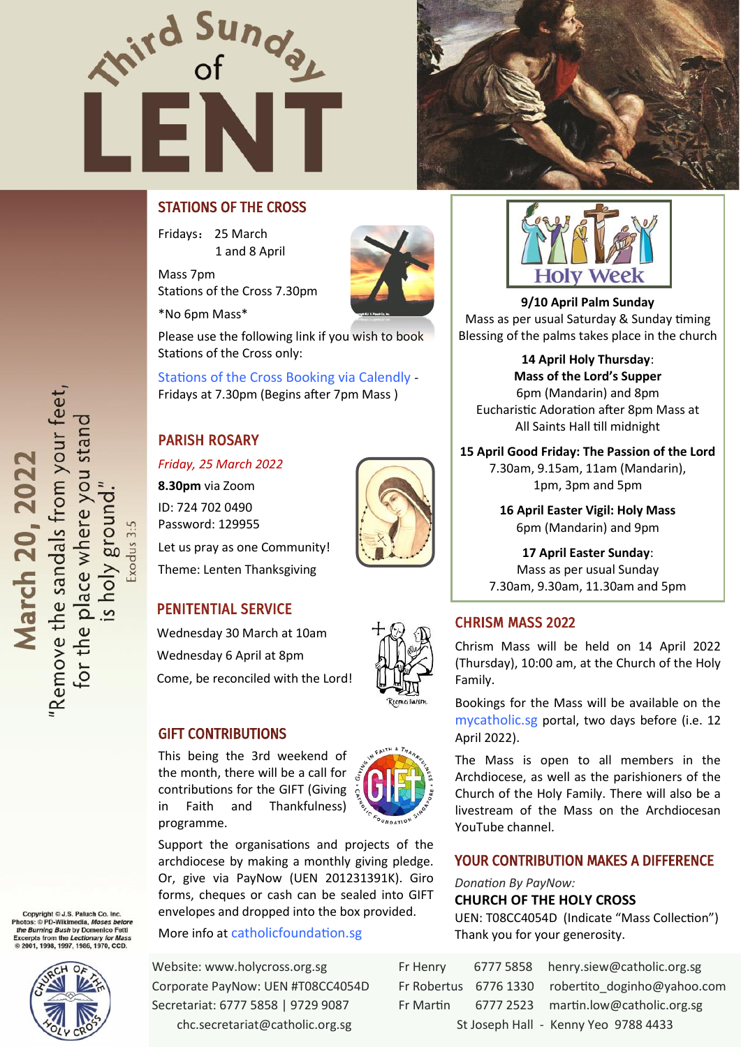# Third Sunday of LENT

**March 20, 2022**

"Remove the sandals from your feet, for the place where you stand is holy ground."
Exodus 3:5

## STATIONS OF THE CROSS

Fridays： 25 March
1 and 8 April

Mass 7pm
Stations of the Cross 7.30pm

*No 6pm Mass*

Please use the following link if you wish to book Stations of the Cross only:

Stations of the Cross Booking via Calendly - Fridays at 7.30pm (Begins after 7pm Mass )

## PARISH ROSARY

*Friday, 25 March 2022*

**8.30pm** via Zoom
ID: 724 702 0490
Password: 129955

Let us pray as one Community!

Theme: Lenten Thanksgiving

## PENITENTIAL SERVICE

Wednesday 30 March at 10am

Wednesday 6 April at 8pm

Come, be reconciled with the Lord!

## GIFT CONTRIBUTIONS

This being the 3rd weekend of the month, there will be a call for contributions for the GIFT (Giving in Faith and Thankfulness) programme.

Support the organisations and projects of the archdiocese by making a monthly giving pledge. Or, give via PayNow (UEN 201231391K). Giro forms, cheques or cash can be sealed into GIFT envelopes and dropped into the box provided.

More info at catholicfoundation.sg

## Holy Week

**9/10 April Palm Sunday**
Mass as per usual Saturday & Sunday timing
Blessing of the palms takes place in the church

**14 April Holy Thursday**:
**Mass of the Lord's Supper**
6pm (Mandarin) and 8pm
Eucharistic Adoration after 8pm Mass at All Saints Hall till midnight

**15 April Good Friday: The Passion of the Lord**
7.30am, 9.15am, 11am (Mandarin), 1pm, 3pm and 5pm

**16 April Easter Vigil: Holy Mass**
6pm (Mandarin) and 9pm

**17 April Easter Sunday**:
Mass as per usual Sunday
7.30am, 9.30am, 11.30am and 5pm

## CHRISM MASS 2022

Chrism Mass will be held on 14 April 2022 (Thursday), 10:00 am, at the Church of the Holy Family.

Bookings for the Mass will be available on the mycatholic.sg portal, two days before (i.e. 12 April 2022).

The Mass is open to all members in the Archdiocese, as well as the parishioners of the Church of the Holy Family. There will also be a livestream of the Mass on the Archdiocesan YouTube channel.

## YOUR CONTRIBUTION MAKES A DIFFERENCE

*Donation By PayNow:*
**CHURCH OF THE HOLY CROSS**
UEN: T08CC4054D (Indicate "Mass Collection")
Thank you for your generosity.

Copyright © J.S. Paluch Co. Inc.
Photos: © PD-Wikimedia, *Moses before the Burning Bush* by Domenico Fetti
Excerpts from the *Lectionary for Mass* © 2001, 1998, 1997, 1986, 1970, CCD.

Website: www.holycross.org.sg
Corporate PayNow: UEN #T08CC4054D
Secretariat: 6777 5858 | 9729 9087
chc.secretariat@catholic.org.sg

| | | |
|---|---|---|
| Fr Henry | 6777 5858 | henry.siew@catholic.org.sg |
| Fr Robertus | 6776 1330 | robertito_doginho@yahoo.com |
| Fr Martin | 6777 2523 | martin.low@catholic.org.sg |

St Joseph Hall - Kenny Yeo 9788 4433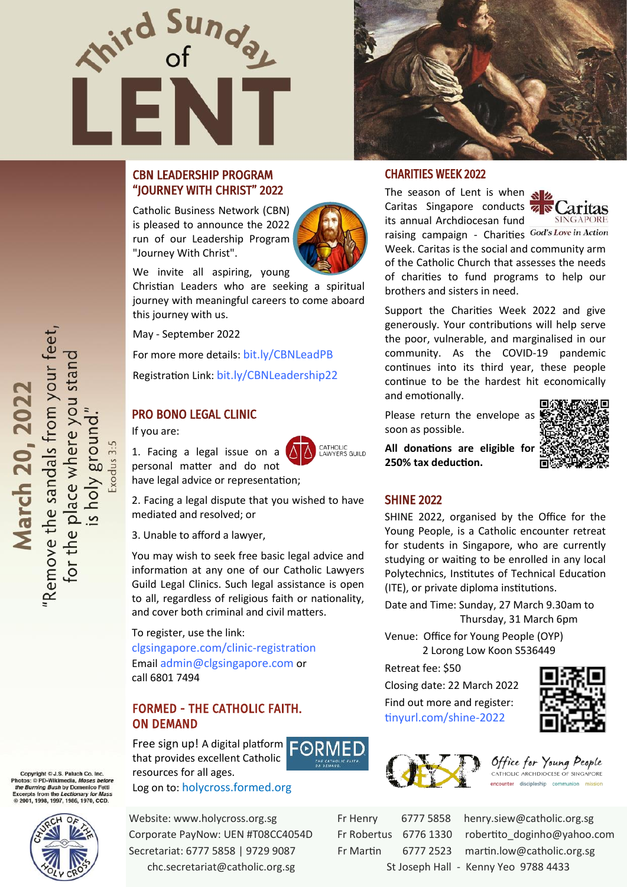# Third Sunday of LENT

## March 20, 2022

"Remove the sandals from your feet, for the place where you stand is holy ground."
Exodus 3:5

## CBN LEADERSHIP PROGRAM "JOURNEY WITH CHRIST" 2022

Catholic Business Network (CBN) is pleased to announce the 2022 run of our Leadership Program "Journey With Christ".

We invite all aspiring, young Christian Leaders who are seeking a spiritual journey with meaningful careers to come aboard this journey with us.

May - September 2022

For more more details: bit.ly/CBNLeadPB

Registration Link: bit.ly/CBNLeadership22

## PRO BONO LEGAL CLINIC

CATHOLIC LAWYERS GUILD

If you are:

1. Facing a legal issue on a personal matter and do not have legal advice or representation;
2. Facing a legal dispute that you wished to have mediated and resolved; or
3. Unable to afford a lawyer,

You may wish to seek free basic legal advice and information at any one of our Catholic Lawyers Guild Legal Clinics. Such legal assistance is open to all, regardless of religious faith or nationality, and cover both criminal and civil matters.

To register, use the link:
clgsingapore.com/clinic-registration
Email admin@clgsingapore.com or call 6801 7494

## FORMED - THE CATHOLIC FAITH. ON DEMAND

Free sign up! A digital platform that provides excellent Catholic resources for all ages.

Log on to: holycross.formed.org

## CHARITIES WEEK 2022

Caritas SINGAPORE God's Love in Action

The season of Lent is when Caritas Singapore conducts its annual Archdiocesan fund raising campaign - Charities Week. Caritas is the social and community arm of the Catholic Church that assesses the needs of charities to fund programs to help our brothers and sisters in need.

Support the Charities Week 2022 and give generously. Your contributions will help serve the poor, vulnerable, and marginalised in our community. As the COVID-19 pandemic continues into its third year, these people continue to be the hardest hit economically and emotionally.

Please return the envelope as soon as possible.

**All donations are eligible for 250% tax deduction.**

## SHINE 2022

SHINE 2022, organised by the Office for the Young People, is a Catholic encounter retreat for students in Singapore, who are currently studying or waiting to be enrolled in any local Polytechnics, Institutes of Technical Education (ITE), or private diploma institutions.

Date and Time: Sunday, 27 March 9.30am to Thursday, 31 March 6pm

Venue: Office for Young People (OYP)
2 Lorong Low Koon S536449

Retreat fee: $50

Closing date: 22 March 2022

Find out more and register:
tinyurl.com/shine-2022

Office for Young People
CATHOLIC ARCHDIOCESE OF SINGAPORE
encounter discipleship communion mission

Copyright © J.S. Paluch Co. Inc.
Photos: © PD-Wikimedia, *Moses before the Burning Bush* by Domenico Fetti
Excerpts from the *Lectionary for Mass* © 2001, 1998, 1997, 1986, 1970, CCD.

CHURCH OF THE HOLY CROSS

Website: www.holycross.org.sg
Corporate PayNow: UEN #T08CC4054D
Secretariat: 6777 5858 | 9729 9087
chc.secretariat@catholic.org.sg

| | | |
|---|---|---|
| Fr Henry | 6777 5858 | henry.siew@catholic.org.sg |
| Fr Robertus | 6776 1330 | robertito_doginho@yahoo.com |
| Fr Martin | 6777 2523 | martin.low@catholic.org.sg |

St Joseph Hall - Kenny Yeo 9788 4433